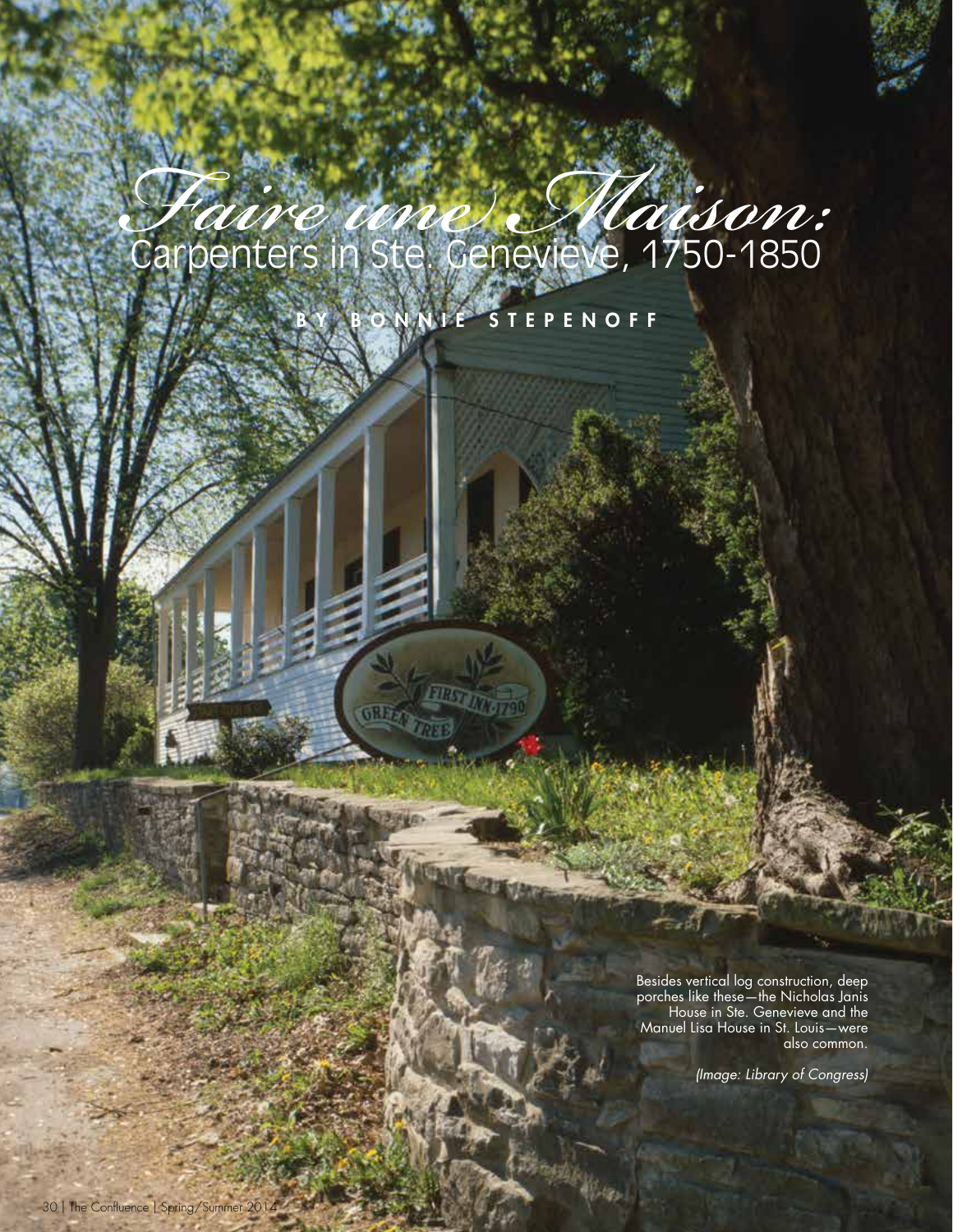# *Faire une Maison:* Carpenters in Ste. Genevieve, 1750-1850

**BY BONNIE STEPENOFF**

Besides vertical log construction, deep porches like these—the Nicholas Janis House in Ste. Genevieve and the Manuel Lisa House in St. Louis—were also common.

*(Image: Library of Congress)*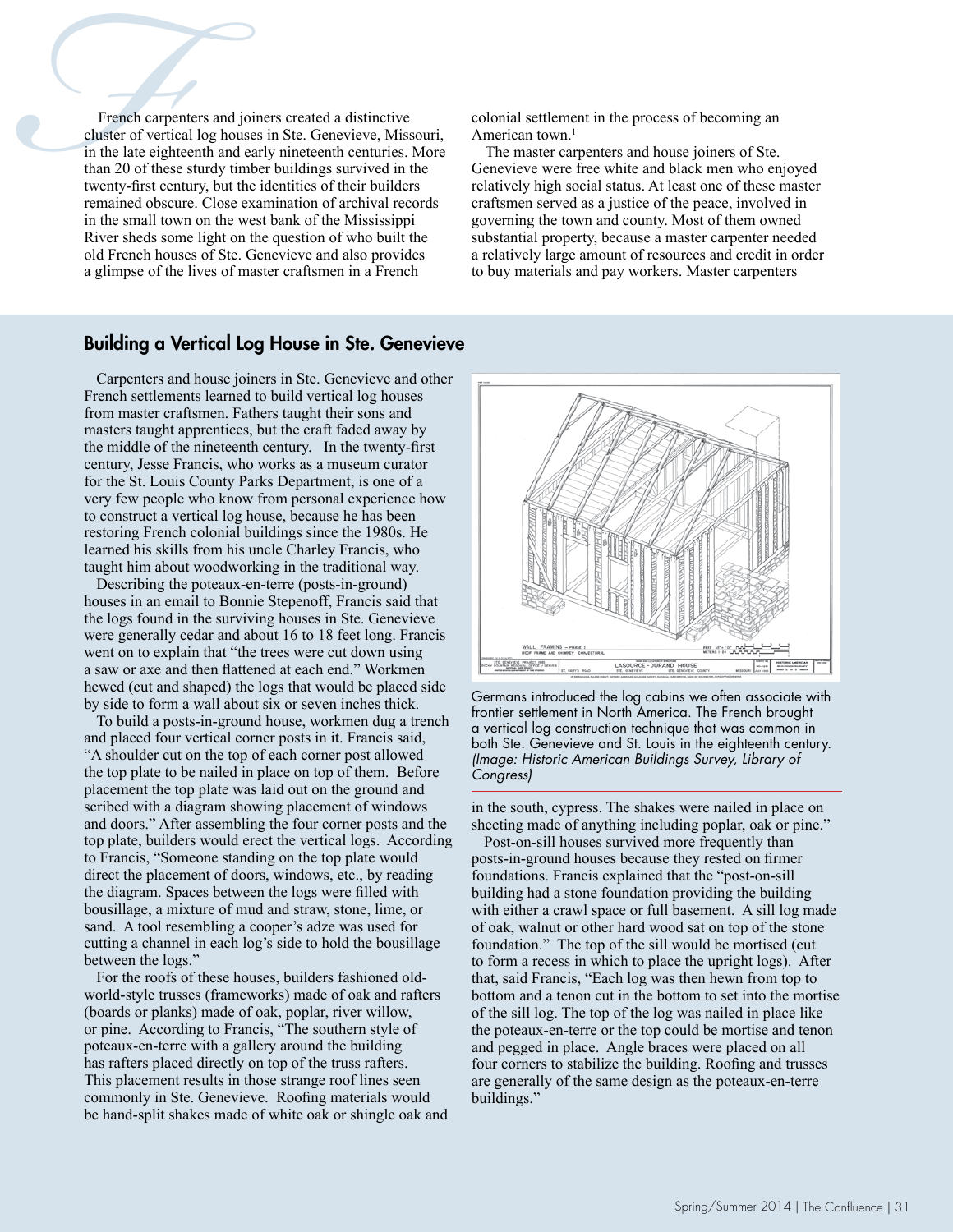French carpenters and joiners created a distinctive cluster of vertical log houses in Ste. Genevieve, Missouri, in the late eighteenth and early nineteenth centuries. More than 20 of these sturdy timber buildings survived in the twenty-first century, but the identities of their builders remained obscure. Close examination of archival records in the small town on the west bank of the Mississippi River sheds some light on the question of who built the old French houses of Ste. Genevieve and also provides a glimpse of the lives of master craftsmen in a French colonial settlement in the process of becoming an American town.[1]

The master carpenters and house joiners of Ste. Genevieve were free white and black men who enjoyed relatively high social status. At least one of these master craftsmen served as a justice of the peace, involved in governing the town and county. Most of them owned substantial property, because a master carpenter needed a relatively large amount of resources and credit in order to buy materials and pay workers. Master carpenters

## Building a Vertical Log House in Ste. Genevieve

Carpenters and house joiners in Ste. Genevieve and other French settlements learned to build vertical log houses from master craftsmen. Fathers taught their sons and masters taught apprentices, but the craft faded away by the middle of the nineteenth century. In the twenty-first century, Jesse Francis, who works as a museum curator for the St. Louis County Parks Department, is one of a very few people who know from personal experience how to construct a vertical log house, because he has been restoring French colonial buildings since the 1980s. He learned his skills from his uncle Charley Francis, who taught him about woodworking in the traditional way.

Describing the poteaux-en-terre (posts-in-ground) houses in an email to Bonnie Stepenoff, Francis said that the logs found in the surviving houses in Ste. Genevieve were generally cedar and about 16 to 18 feet long. Francis went on to explain that "the trees were cut down using a saw or axe and then flattened at each end." Workmen hewed (cut and shaped) the logs that would be placed side by side to form a wall about six or seven inches thick.

To build a posts-in-ground house, workmen dug a trench and placed four vertical corner posts in it. Francis said, "A shoulder cut on the top of each corner post allowed the top plate to be nailed in place on top of them. Before placement the top plate was laid out on the ground and scribed with a diagram showing placement of windows and doors." After assembling the four corner posts and the top plate, builders would erect the vertical logs. According to Francis, "Someone standing on the top plate would direct the placement of doors, windows, etc., by reading the diagram. Spaces between the logs were filled with bousillage, a mixture of mud and straw, stone, lime, or sand. A tool resembling a cooper's adze was used for cutting a channel in each log's side to hold the bousillage between the logs."

For the roofs of these houses, builders fashioned old-world-style trusses (frameworks) made of oak and rafters (boards or planks) made of oak, poplar, river willow, or pine. According to Francis, "The southern style of poteaux-en-terre with a gallery around the building has rafters placed directly on top of the truss rafters. This placement results in those strange roof lines seen commonly in Ste. Genevieve. Roofing materials would be hand-split shakes made of white oak or shingle oak and in the south, cypress. The shakes were nailed in place on sheeting made of anything including poplar, oak or pine."

Germans introduced the log cabins we often associate with frontier settlement in North America. The French brought a vertical log construction technique that was common in both Ste. Genevieve and St. Louis in the eighteenth century. *(Image: Historic American Buildings Survey, Library of Congress)*

Post-on-sill houses survived more frequently than posts-in-ground houses because they rested on firmer foundations. Francis explained that the "post-on-sill building had a stone foundation providing the building with either a crawl space or full basement. A sill log made of oak, walnut or other hard wood sat on top of the stone foundation." The top of the sill would be mortised (cut to form a recess in which to place the upright logs). After that, said Francis, "Each log was then hewn from top to bottom and a tenon cut in the bottom to set into the mortise of the sill log. The top of the log was nailed in place like the poteaux-en-terre or the top could be mortise and tenon and pegged in place. Angle braces were placed on all four corners to stabilize the building. Roofing and trusses are generally of the same design as the poteaux-en-terre buildings."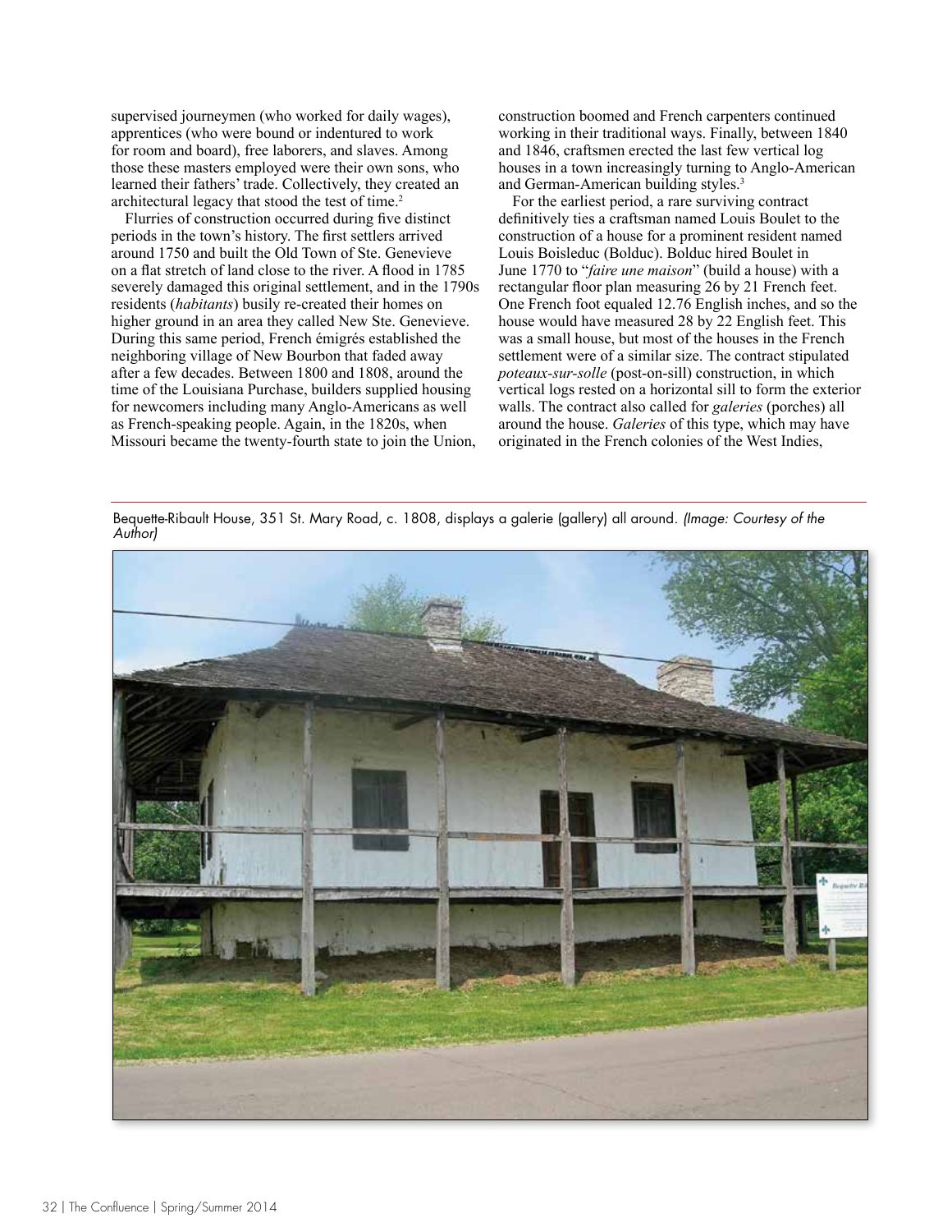supervised journeymen (who worked for daily wages), apprentices (who were bound or indentured to work for room and board), free laborers, and slaves. Among those these masters employed were their own sons, who learned their fathers' trade. Collectively, they created an architectural legacy that stood the test of time.[2]

Flurries of construction occurred during five distinct periods in the town's history. The first settlers arrived around 1750 and built the Old Town of Ste. Genevieve on a flat stretch of land close to the river. A flood in 1785 severely damaged this original settlement, and in the 1790s residents (*habitants*) busily re-created their homes on higher ground in an area they called New Ste. Genevieve. During this same period, French émigrés established the neighboring village of New Bourbon that faded away after a few decades. Between 1800 and 1808, around the time of the Louisiana Purchase, builders supplied housing for newcomers including many Anglo-Americans as well as French-speaking people. Again, in the 1820s, when Missouri became the twenty-fourth state to join the Union, construction boomed and French carpenters continued working in their traditional ways. Finally, between 1840 and 1846, craftsmen erected the last few vertical log houses in a town increasingly turning to Anglo-American and German-American building styles.[3]

For the earliest period, a rare surviving contract definitively ties a craftsman named Louis Boulet to the construction of a house for a prominent resident named Louis Boisleduc (Bolduc). Bolduc hired Boulet in June 1770 to "*faire une maison*" (build a house) with a rectangular floor plan measuring 26 by 21 French feet. One French foot equaled 12.76 English inches, and so the house would have measured 28 by 22 English feet. This was a small house, but most of the houses in the French settlement were of a similar size. The contract stipulated *poteaux-sur-solle* (post-on-sill) construction, in which vertical logs rested on a horizontal sill to form the exterior walls. The contract also called for *galeries* (porches) all around the house. *Galeries* of this type, which may have originated in the French colonies of the West Indies,

Bequette-Ribault House, 351 St. Mary Road, c. 1808, displays a galerie (gallery) all around. *(Image: Courtesy of the Author)*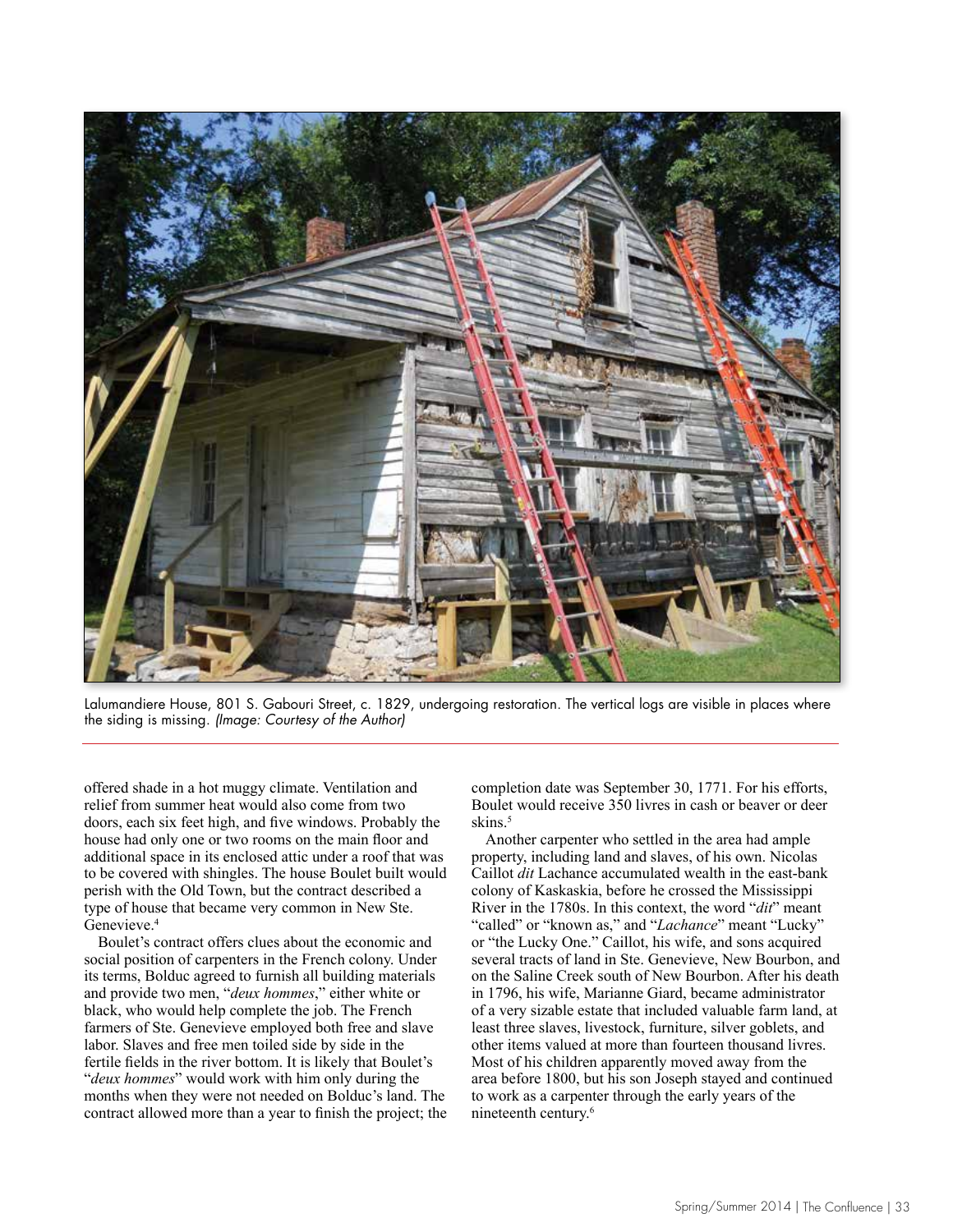Lalumandiere House, 801 S. Gabouri Street, c. 1829, undergoing restoration. The vertical logs are visible in places where the siding is missing. *(Image: Courtesy of the Author)*

offered shade in a hot muggy climate. Ventilation and relief from summer heat would also come from two doors, each six feet high, and five windows. Probably the house had only one or two rooms on the main floor and additional space in its enclosed attic under a roof that was to be covered with shingles. The house Boulet built would perish with the Old Town, but the contract described a type of house that became very common in New Ste. Genevieve.[4]

Boulet's contract offers clues about the economic and social position of carpenters in the French colony. Under its terms, Bolduc agreed to furnish all building materials and provide two men, "*deux hommes*," either white or black, who would help complete the job. The French farmers of Ste. Genevieve employed both free and slave labor. Slaves and free men toiled side by side in the fertile fields in the river bottom. It is likely that Boulet's "*deux hommes*" would work with him only during the months when they were not needed on Bolduc's land. The contract allowed more than a year to finish the project; the completion date was September 30, 1771. For his efforts, Boulet would receive 350 livres in cash or beaver or deer skins.[5]

Another carpenter who settled in the area had ample property, including land and slaves, of his own. Nicolas Caillot *dit* Lachance accumulated wealth in the east-bank colony of Kaskaskia, before he crossed the Mississippi River in the 1780s. In this context, the word "*dit*" meant "called" or "known as," and "*Lachance*" meant "Lucky" or "the Lucky One." Caillot, his wife, and sons acquired several tracts of land in Ste. Genevieve, New Bourbon, and on the Saline Creek south of New Bourbon. After his death in 1796, his wife, Marianne Giard, became administrator of a very sizable estate that included valuable farm land, at least three slaves, livestock, furniture, silver goblets, and other items valued at more than fourteen thousand livres. Most of his children apparently moved away from the area before 1800, but his son Joseph stayed and continued to work as a carpenter through the early years of the nineteenth century.[6]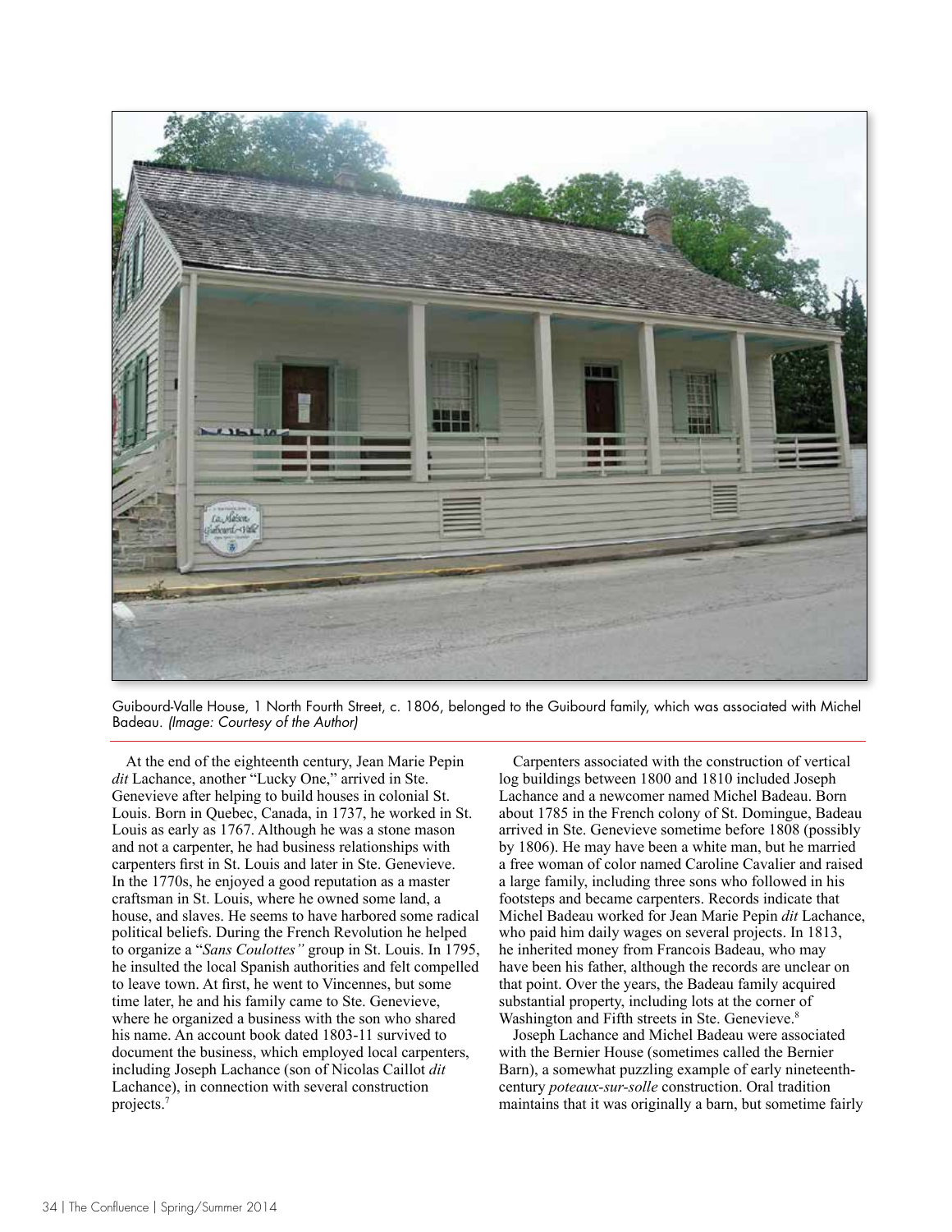Guibourd-Valle House, 1 North Fourth Street, c. 1806, belonged to the Guibourd family, which was associated with Michel Badeau. *(Image: Courtesy of the Author)*

At the end of the eighteenth century, Jean Marie Pepin *dit* Lachance, another "Lucky One," arrived in Ste. Genevieve after helping to build houses in colonial St. Louis. Born in Quebec, Canada, in 1737, he worked in St. Louis as early as 1767. Although he was a stone mason and not a carpenter, he had business relationships with carpenters first in St. Louis and later in Ste. Genevieve. In the 1770s, he enjoyed a good reputation as a master craftsman in St. Louis, where he owned some land, a house, and slaves. He seems to have harbored some radical political beliefs. During the French Revolution he helped to organize a "*Sans Coulottes"* group in St. Louis. In 1795, he insulted the local Spanish authorities and felt compelled to leave town. At first, he went to Vincennes, but some time later, he and his family came to Ste. Genevieve, where he organized a business with the son who shared his name. An account book dated 1803-11 survived to document the business, which employed local carpenters, including Joseph Lachance (son of Nicolas Caillot *dit* Lachance), in connection with several construction projects.[7]

Carpenters associated with the construction of vertical log buildings between 1800 and 1810 included Joseph Lachance and a newcomer named Michel Badeau. Born about 1785 in the French colony of St. Domingue, Badeau arrived in Ste. Genevieve sometime before 1808 (possibly by 1806). He may have been a white man, but he married a free woman of color named Caroline Cavalier and raised a large family, including three sons who followed in his footsteps and became carpenters. Records indicate that Michel Badeau worked for Jean Marie Pepin *dit* Lachance, who paid him daily wages on several projects. In 1813, he inherited money from Francois Badeau, who may have been his father, although the records are unclear on that point. Over the years, the Badeau family acquired substantial property, including lots at the corner of Washington and Fifth streets in Ste. Genevieve.[8]

Joseph Lachance and Michel Badeau were associated with the Bernier House (sometimes called the Bernier Barn), a somewhat puzzling example of early nineteenth-century *poteaux-sur-solle* construction. Oral tradition maintains that it was originally a barn, but sometime fairly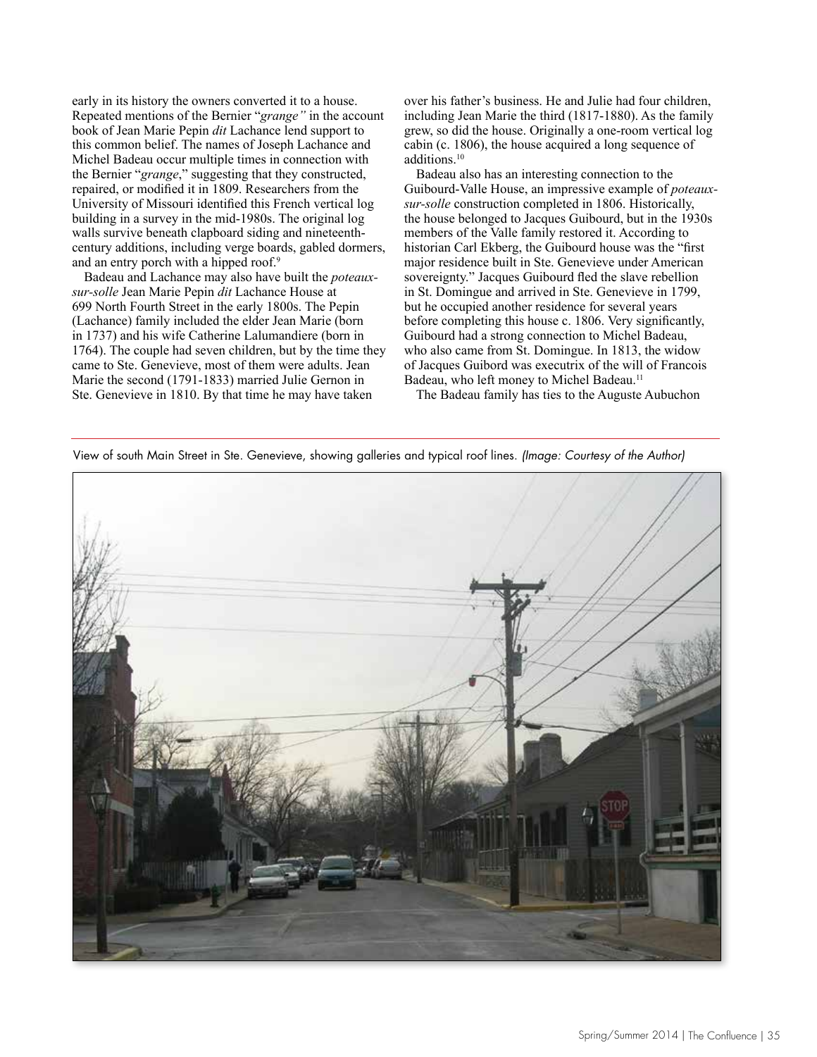early in its history the owners converted it to a house. Repeated mentions of the Bernier "*grange"* in the account book of Jean Marie Pepin *dit* Lachance lend support to this common belief. The names of Joseph Lachance and Michel Badeau occur multiple times in connection with the Bernier "*grange*," suggesting that they constructed, repaired, or modified it in 1809. Researchers from the University of Missouri identified this French vertical log building in a survey in the mid-1980s. The original log walls survive beneath clapboard siding and nineteenth-century additions, including verge boards, gabled dormers, and an entry porch with a hipped roof.[9]

Badeau and Lachance may also have built the *poteaux-sur-solle* Jean Marie Pepin *dit* Lachance House at 699 North Fourth Street in the early 1800s. The Pepin (Lachance) family included the elder Jean Marie (born in 1737) and his wife Catherine Lalumandiere (born in 1764). The couple had seven children, but by the time they came to Ste. Genevieve, most of them were adults. Jean Marie the second (1791-1833) married Julie Gernon in Ste. Genevieve in 1810. By that time he may have taken over his father's business. He and Julie had four children, including Jean Marie the third (1817-1880). As the family grew, so did the house. Originally a one-room vertical log cabin (c. 1806), the house acquired a long sequence of additions.[10]

Badeau also has an interesting connection to the Guibourd-Valle House, an impressive example of *poteaux-sur-solle* construction completed in 1806. Historically, the house belonged to Jacques Guibourd, but in the 1930s members of the Valle family restored it. According to historian Carl Ekberg, the Guibourd house was the "first major residence built in Ste. Genevieve under American sovereignty." Jacques Guibourd fled the slave rebellion in St. Domingue and arrived in Ste. Genevieve in 1799, but he occupied another residence for several years before completing this house c. 1806. Very significantly, Guibourd had a strong connection to Michel Badeau, who also came from St. Domingue. In 1813, the widow of Jacques Guibord was executrix of the will of Francois Badeau, who left money to Michel Badeau.[11]

The Badeau family has ties to the Auguste Aubuchon

View of south Main Street in Ste. Genevieve, showing galleries and typical roof lines. *(Image: Courtesy of the Author)*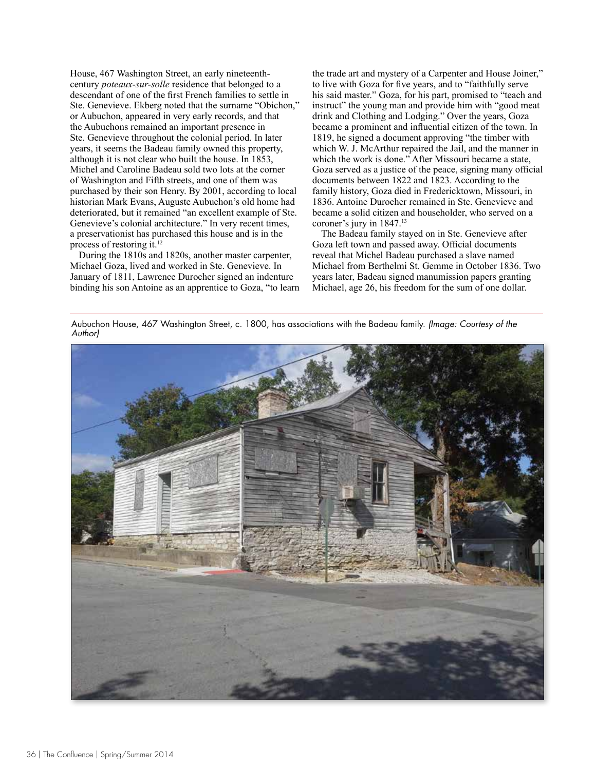House, 467 Washington Street, an early nineteenth-century *poteaux-sur-solle* residence that belonged to a descendant of one of the first French families to settle in Ste. Genevieve. Ekberg noted that the surname "Obichon," or Aubuchon, appeared in very early records, and that the Aubuchons remained an important presence in Ste. Genevieve throughout the colonial period. In later years, it seems the Badeau family owned this property, although it is not clear who built the house. In 1853, Michel and Caroline Badeau sold two lots at the corner of Washington and Fifth streets, and one of them was purchased by their son Henry. By 2001, according to local historian Mark Evans, Auguste Aubuchon's old home had deteriorated, but it remained "an excellent example of Ste. Genevieve's colonial architecture." In very recent times, a preservationist has purchased this house and is in the process of restoring it.[12]

During the 1810s and 1820s, another master carpenter, Michael Goza, lived and worked in Ste. Genevieve. In January of 1811, Lawrence Durocher signed an indenture binding his son Antoine as an apprentice to Goza, "to learn the trade art and mystery of a Carpenter and House Joiner," to live with Goza for five years, and to "faithfully serve his said master." Goza, for his part, promised to "teach and instruct" the young man and provide him with "good meat drink and Clothing and Lodging." Over the years, Goza became a prominent and influential citizen of the town. In 1819, he signed a document approving "the timber with which W. J. McArthur repaired the Jail, and the manner in which the work is done." After Missouri became a state, Goza served as a justice of the peace, signing many official documents between 1822 and 1823. According to the family history, Goza died in Fredericktown, Missouri, in 1836. Antoine Durocher remained in Ste. Genevieve and became a solid citizen and householder, who served on a coroner's jury in 1847.[13]

The Badeau family stayed on in Ste. Genevieve after Goza left town and passed away. Official documents reveal that Michel Badeau purchased a slave named Michael from Berthelmi St. Gemme in October 1836. Two years later, Badeau signed manumission papers granting Michael, age 26, his freedom for the sum of one dollar.

Aubuchon House, 467 Washington Street, c. 1800, has associations with the Badeau family. *(Image: Courtesy of the Author)*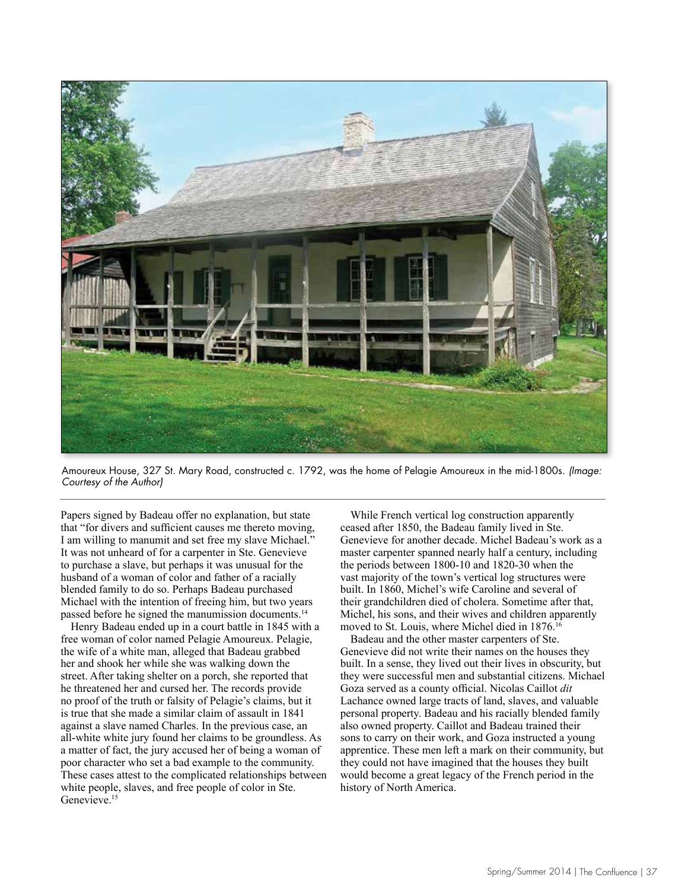Amoureux House, 327 St. Mary Road, constructed c. 1792, was the home of Pelagie Amoureux in the mid-1800s. *(Image: Courtesy of the Author)*

Papers signed by Badeau offer no explanation, but state that "for divers and sufficient causes me thereto moving, I am willing to manumit and set free my slave Michael." It was not unheard of for a carpenter in Ste. Genevieve to purchase a slave, but perhaps it was unusual for the husband of a woman of color and father of a racially blended family to do so. Perhaps Badeau purchased Michael with the intention of freeing him, but two years passed before he signed the manumission documents.[14]

Henry Badeau ended up in a court battle in 1845 with a free woman of color named Pelagie Amoureux. Pelagie, the wife of a white man, alleged that Badeau grabbed her and shook her while she was walking down the street. After taking shelter on a porch, she reported that he threatened her and cursed her. The records provide no proof of the truth or falsity of Pelagie's claims, but it is true that she made a similar claim of assault in 1841 against a slave named Charles. In the previous case, an all-white white jury found her claims to be groundless. As a matter of fact, the jury accused her of being a woman of poor character who set a bad example to the community. These cases attest to the complicated relationships between white people, slaves, and free people of color in Ste. Genevieve.[15]

While French vertical log construction apparently ceased after 1850, the Badeau family lived in Ste. Genevieve for another decade. Michel Badeau's work as a master carpenter spanned nearly half a century, including the periods between 1800-10 and 1820-30 when the vast majority of the town's vertical log structures were built. In 1860, Michel's wife Caroline and several of their grandchildren died of cholera. Sometime after that, Michel, his sons, and their wives and children apparently moved to St. Louis, where Michel died in 1876.[16]

Badeau and the other master carpenters of Ste. Genevieve did not write their names on the houses they built. In a sense, they lived out their lives in obscurity, but they were successful men and substantial citizens. Michael Goza served as a county official. Nicolas Caillot *dit* Lachance owned large tracts of land, slaves, and valuable personal property. Badeau and his racially blended family also owned property. Caillot and Badeau trained their sons to carry on their work, and Goza instructed a young apprentice. These men left a mark on their community, but they could not have imagined that the houses they built would become a great legacy of the French period in the history of North America.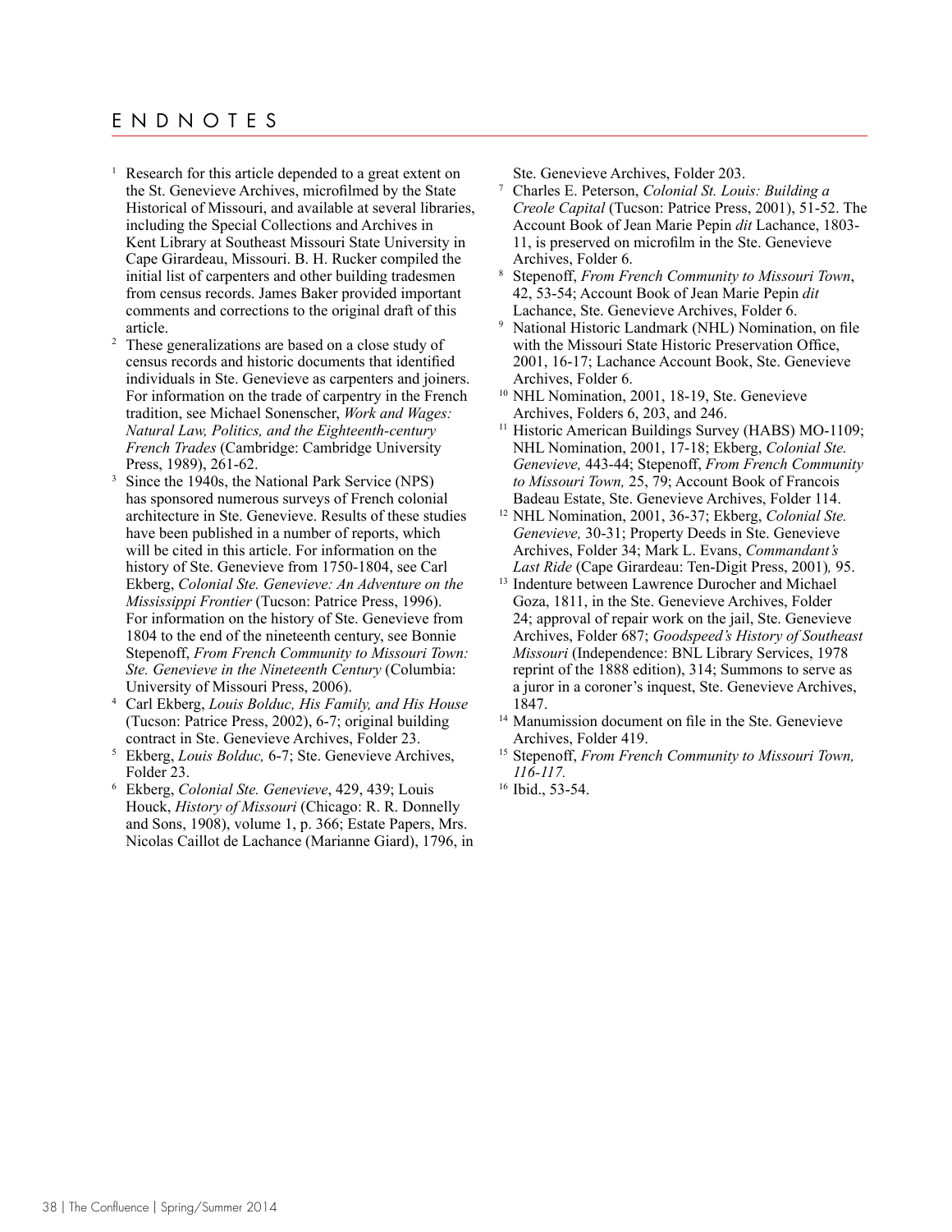# ENDNOTES

1. Research for this article depended to a great extent on the St. Genevieve Archives, microfilmed by the State Historical of Missouri, and available at several libraries, including the Special Collections and Archives in Kent Library at Southeast Missouri State University in Cape Girardeau, Missouri. B. H. Rucker compiled the initial list of carpenters and other building tradesmen from census records. James Baker provided important comments and corrections to the original draft of this article.
2. These generalizations are based on a close study of census records and historic documents that identified individuals in Ste. Genevieve as carpenters and joiners. For information on the trade of carpentry in the French tradition, see Michael Sonenscher, *Work and Wages: Natural Law, Politics, and the Eighteenth-century French Trades* (Cambridge: Cambridge University Press, 1989), 261-62.
3. Since the 1940s, the National Park Service (NPS) has sponsored numerous surveys of French colonial architecture in Ste. Genevieve. Results of these studies have been published in a number of reports, which will be cited in this article. For information on the history of Ste. Genevieve from 1750-1804, see Carl Ekberg, *Colonial Ste. Genevieve: An Adventure on the Mississippi Frontier* (Tucson: Patrice Press, 1996). For information on the history of Ste. Genevieve from 1804 to the end of the nineteenth century, see Bonnie Stepenoff, *From French Community to Missouri Town: Ste. Genevieve in the Nineteenth Century* (Columbia: University of Missouri Press, 2006).
4. Carl Ekberg, *Louis Bolduc, His Family, and His House* (Tucson: Patrice Press, 2002), 6-7; original building contract in Ste. Genevieve Archives, Folder 23.
5. Ekberg, *Louis Bolduc,* 6-7; Ste. Genevieve Archives, Folder 23.
6. Ekberg, *Colonial Ste. Genevieve*, 429, 439; Louis Houck, *History of Missouri* (Chicago: R. R. Donnelly and Sons, 1908), volume 1, p. 366; Estate Papers, Mrs. Nicolas Caillot de Lachance (Marianne Giard), 1796, in Ste. Genevieve Archives, Folder 203.
7. Charles E. Peterson, *Colonial St. Louis: Building a Creole Capital* (Tucson: Patrice Press, 2001), 51-52. The Account Book of Jean Marie Pepin *dit* Lachance, 1803-11, is preserved on microfilm in the Ste. Genevieve Archives, Folder 6.
8. Stepenoff, *From French Community to Missouri Town*, 42, 53-54; Account Book of Jean Marie Pepin *dit* Lachance, Ste. Genevieve Archives, Folder 6.
9. National Historic Landmark (NHL) Nomination, on file with the Missouri State Historic Preservation Office, 2001, 16-17; Lachance Account Book, Ste. Genevieve Archives, Folder 6.
10. NHL Nomination, 2001, 18-19, Ste. Genevieve Archives, Folders 6, 203, and 246.
11. Historic American Buildings Survey (HABS) MO-1109; NHL Nomination, 2001, 17-18; Ekberg, *Colonial Ste. Genevieve,* 443-44; Stepenoff, *From French Community to Missouri Town,* 25, 79; Account Book of Francois Badeau Estate, Ste. Genevieve Archives, Folder 114.
12. NHL Nomination, 2001, 36-37; Ekberg, *Colonial Ste. Genevieve,* 30-31; Property Deeds in Ste. Genevieve Archives, Folder 34; Mark L. Evans, *Commandant's Last Ride* (Cape Girardeau: Ten-Digit Press, 2001)*,* 95.
13. Indenture between Lawrence Durocher and Michael Goza, 1811, in the Ste. Genevieve Archives, Folder 24; approval of repair work on the jail, Ste. Genevieve Archives, Folder 687; *Goodspeed's History of Southeast Missouri* (Independence: BNL Library Services, 1978 reprint of the 1888 edition), 314; Summons to serve as a juror in a coroner's inquest, Ste. Genevieve Archives, 1847.
14. Manumission document on file in the Ste. Genevieve Archives, Folder 419.
15. Stepenoff, *From French Community to Missouri Town, 116-117.*
16. Ibid., 53-54.